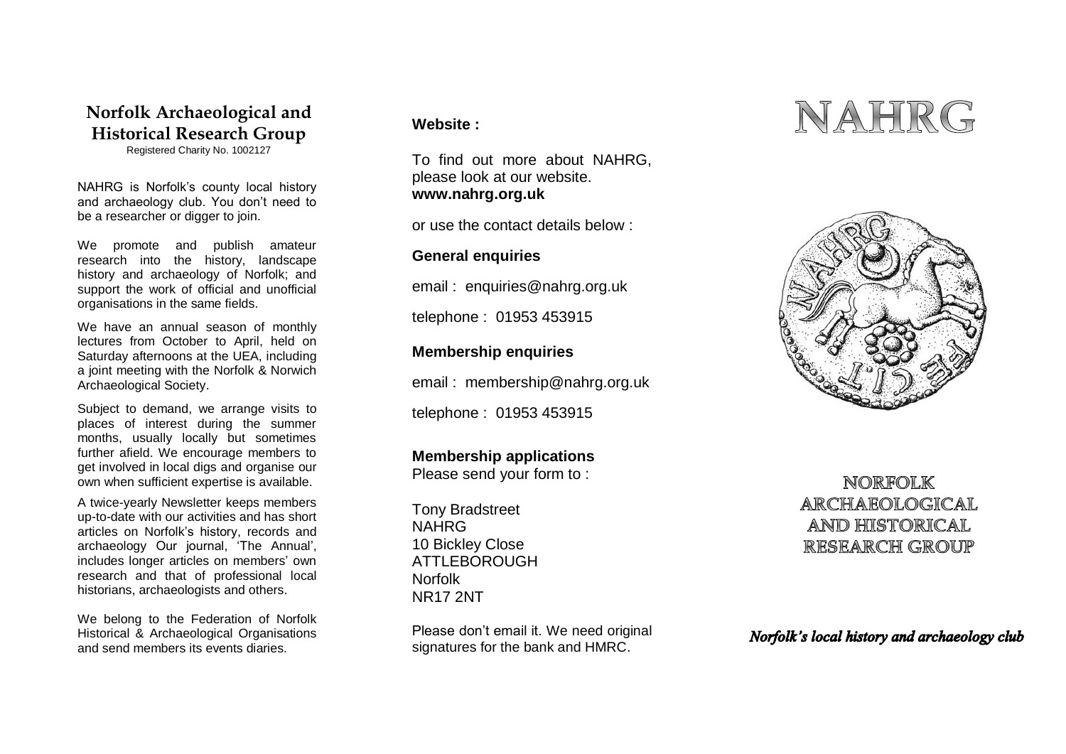## Norfolk Archaeological and Historical Research Group

Registered Charity No. 1002127

NAHRG is Norfolk's county local history and archaeology club. You don't need to be a researcher or digger to join.

We promote and publish amateur research into the history, landscape history and archaeology of Norfolk; and support the work of official and unofficial organisations in the same fields.

We have an annual season of monthly lectures from October to April, held on Saturday afternoons at the UEA, including a joint meeting with the Norfolk & Norwich Archaeological Society.

Subject to demand, we arrange visits to places of interest during the summer months, usually locally but sometimes further afield. We encourage members to get involved in local digs and organise our own when sufficient expertise is available.

A twice-yearly Newsletter keeps members up-to-date with our activities and has short articles on Norfolk's history, records and archaeology Our journal, 'The Annual', includes longer articles on members' own research and that of professional local historians, archaeologists and others.

We belong to the Federation of Norfolk Historical & Archaeological Organisations and send members its events diaries.

**Website :**

To find out more about NAHRG, please look at our website.
**www.nahrg.org.uk**

or use the contact details below :

**General enquiries**

email : enquiries@nahrg.org.uk

telephone : 01953 453915

**Membership enquiries**

email : membership@nahrg.org.uk

telephone : 01953 453915

**Membership applications**
Please send your form to :

Tony Bradstreet
NAHRG
10 Bickley Close
ATTLEBOROUGH
Norfolk
NR17 2NT

Please don't email it. We need original signatures for the bank and HMRC.

# NAHRG

NORFOLK ARCHAEOLOGICAL AND HISTORICAL RESEARCH GROUP

*Norfolk's local history and archaeology club*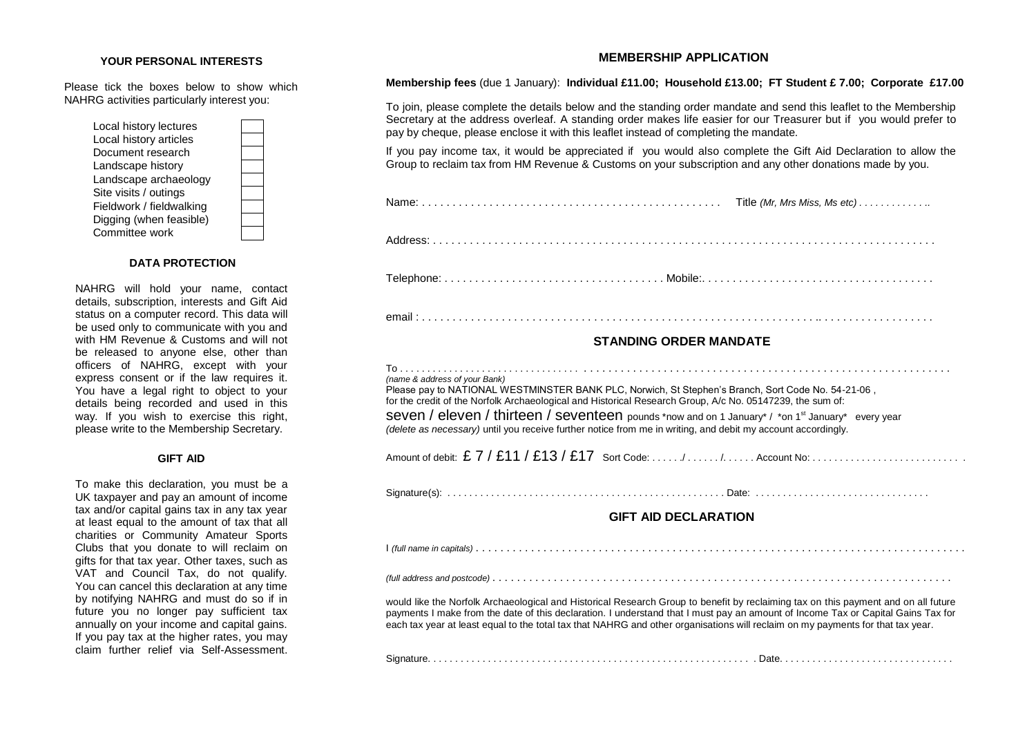### YOUR PERSONAL INTERESTS

Please tick the boxes below to show which NAHRG activities particularly interest you:

| | |
|---|---|
| Local history lectures | |
| Local history articles | |
| Document research | |
| Landscape history | |
| Landscape archaeology | |
| Site visits / outings | |
| Fieldwork / fieldwalking | |
| Digging (when feasible) | |
| Committee work | |

### DATA PROTECTION

NAHRG will hold your name, contact details, subscription, interests and Gift Aid status on a computer record. This data will be used only to communicate with you and with HM Revenue & Customs and will not be released to anyone else, other than officers of NAHRG, except with your express consent or if the law requires it. You have a legal right to object to your details being recorded and used in this way. If you wish to exercise this right, please write to the Membership Secretary.

### GIFT AID

To make this declaration, you must be a UK taxpayer and pay an amount of income tax and/or capital gains tax in any tax year at least equal to the amount of tax that all charities or Community Amateur Sports Clubs that you donate to will reclaim on gifts for that tax year. Other taxes, such as VAT and Council Tax, do not qualify. You can cancel this declaration at any time by notifying NAHRG and must do so if in future you no longer pay sufficient tax annually on your income and capital gains. If you pay tax at the higher rates, you may claim further relief via Self-Assessment.

## MEMBERSHIP APPLICATION

**Membership fees** (due 1 January): **Individual £11.00; Household £13.00; FT Student £ 7.00; Corporate £17.00**

To join, please complete the details below and the standing order mandate and send this leaflet to the Membership Secretary at the address overleaf. A standing order makes life easier for our Treasurer but if you would prefer to pay by cheque, please enclose it with this leaflet instead of completing the mandate.

If you pay income tax, it would be appreciated if you would also complete the Gift Aid Declaration to allow the Group to reclaim tax from HM Revenue & Customs on your subscription and any other donations made by you.

Name: . . . . . . . . . . . . . . . . . . . . . . . . . . . . . . . . . . . . . . . . . . . . . . . . Title *(Mr, Mrs Miss, Ms etc)* . . . . . . . . . . . . ..

Address: . . . . . . . . . . . . . . . . . . . . . . . . . . . . . . . . . . . . . . . . . . . . . . . . . . . . . . . . . . . . . . . . . . . . . . . . . . . . . . . . . . .

Telephone: . . . . . . . . . . . . . . . . . . . . . . . . . . . . . . . . . . . Mobile:. . . . . . . . . . . . . . . . . . . . . . . . . . . . . . . . . . . . .

email : . . . . . . . . . . . . . . . . . . . . . . . . . . . . . . . . . . . . . . . . . . . . . . . . . . . . . . . . . . . . . . . . . . . . . . . . . . . . . . . . . . . . .

## STANDING ORDER MANDATE

To . . . . . . . . . . . . . . . . . . . . . . . . . . . . . . . . . . . . . . . . . . . . . . . . . . . . . . . . . . . . . . . . . . . . . . . . . . . . . . . . . . . . . . . . .
*(name & address of your Bank)*

Please pay to NATIONAL WESTMINSTER BANK PLC, Norwich, St Stephen's Branch, Sort Code No. 54-21-06 , for the credit of the Norfolk Archaeological and Historical Research Group, A/c No. 05147239, the sum of:

seven / eleven / thirteen / seventeen pounds \*now and on 1 January\* / \*on 1st January\* every year *(delete as necessary)* until you receive further notice from me in writing, and debit my account accordingly.

Amount of debit: £ 7 / £11 / £13 / £17 Sort Code: . . . . . ./ . . . . . /. . . . . . Account No: . . . . . . . . . . . . . . . . . . . . . . . . . .

Signature(s): . . . . . . . . . . . . . . . . . . . . . . . . . . . . . . . . . . . . . . . . . . . . . . . . . Date: . . . . . . . . . . . . . . . . . . . . . . . . . . . . . . .

## GIFT AID DECLARATION

I *(full name in capitals)* . . . . . . . . . . . . . . . . . . . . . . . . . . . . . . . . . . . . . . . . . . . . . . . . . . . . . . . . . . . . . . . . . . . . . . . . . . . . . . .

*(full address and postcode)* . . . . . . . . . . . . . . . . . . . . . . . . . . . . . . . . . . . . . . . . . . . . . . . . . . . . . . . . . . . . . . . . . . . . . . . . . .

would like the Norfolk Archaeological and Historical Research Group to benefit by reclaiming tax on this payment and on all future payments I make from the date of this declaration. I understand that I must pay an amount of Income Tax or Capital Gains Tax for each tax year at least equal to the total tax that NAHRG and other organisations will reclaim on my payments for that tax year.

Signature. . . . . . . . . . . . . . . . . . . . . . . . . . . . . . . . . . . . . . . . . . . . . . . . . . . . . . . . . . . . Date. . . . . . . . . . . . . . . . . . . . . . . . . . . . . . .